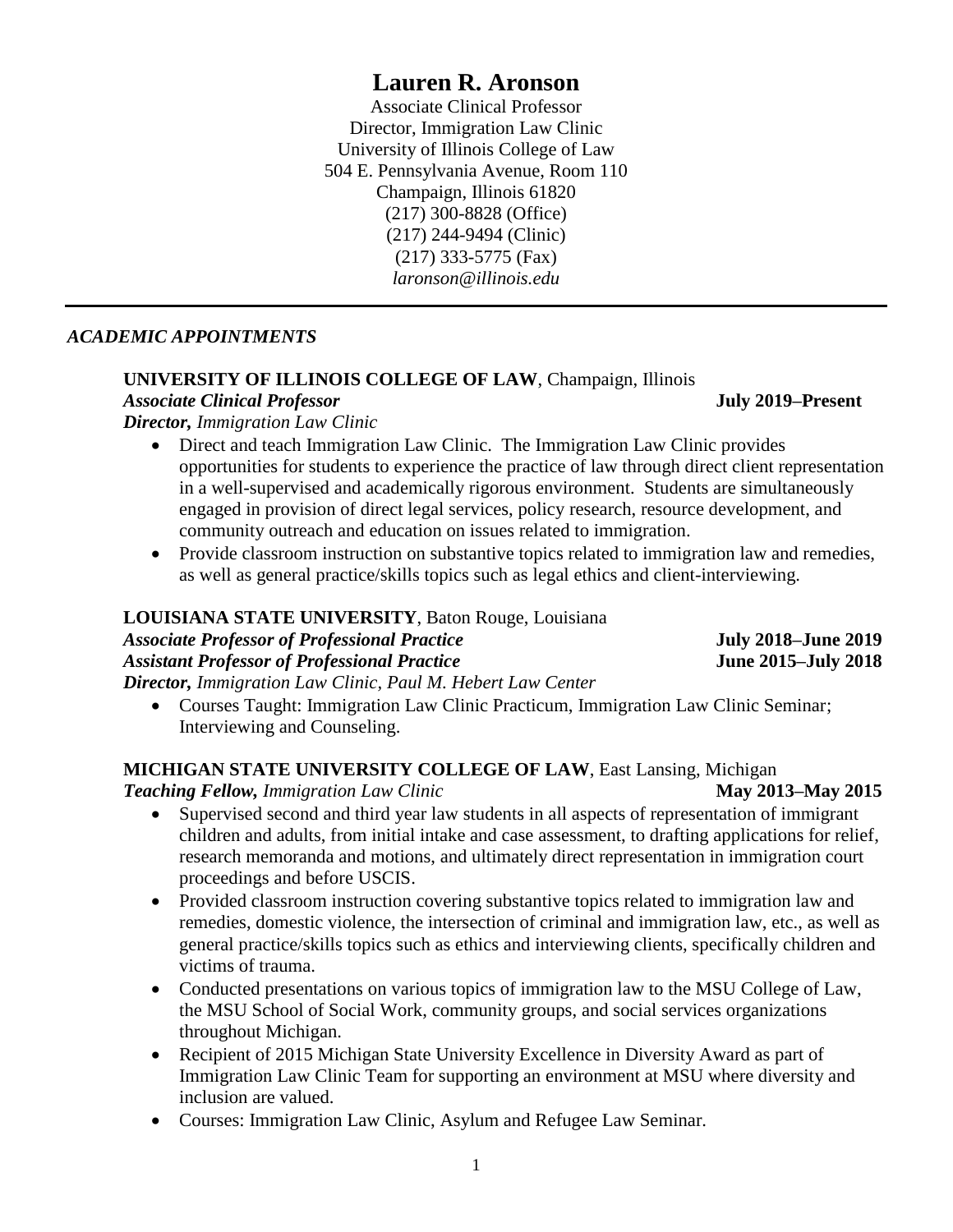# Lauren R. Aronson

Associate Clinical Professor
Director, Immigration Law Clinic
University of Illinois College of Law
504 E. Pennsylvania Avenue, Room 110
Champaign, Illinois 61820
(217) 300-8828 (Office)
(217) 244-9494 (Clinic)
(217) 333-5775 (Fax)
*laronson@illinois.edu*

---

## *ACADEMIC APPOINTMENTS*

**UNIVERSITY OF ILLINOIS COLLEGE OF LAW**, Champaign, Illinois
***Associate Clinical Professor*** **July 2019–Present**
***Director,*** *Immigration Law Clinic*

- Direct and teach Immigration Law Clinic. The Immigration Law Clinic provides opportunities for students to experience the practice of law through direct client representation in a well-supervised and academically rigorous environment. Students are simultaneously engaged in provision of direct legal services, policy research, resource development, and community outreach and education on issues related to immigration.
- Provide classroom instruction on substantive topics related to immigration law and remedies, as well as general practice/skills topics such as legal ethics and client-interviewing.

**LOUISIANA STATE UNIVERSITY**, Baton Rouge, Louisiana
***Associate Professor of Professional Practice*** **July 2018–June 2019**
***Assistant Professor of Professional Practice*** **June 2015–July 2018**
***Director,*** *Immigration Law Clinic, Paul M. Hebert Law Center*

- Courses Taught: Immigration Law Clinic Practicum, Immigration Law Clinic Seminar; Interviewing and Counseling.

**MICHIGAN STATE UNIVERSITY COLLEGE OF LAW**, East Lansing, Michigan
***Teaching Fellow,*** *Immigration Law Clinic* **May 2013–May 2015**

- Supervised second and third year law students in all aspects of representation of immigrant children and adults, from initial intake and case assessment, to drafting applications for relief, research memoranda and motions, and ultimately direct representation in immigration court proceedings and before USCIS.
- Provided classroom instruction covering substantive topics related to immigration law and remedies, domestic violence, the intersection of criminal and immigration law, etc., as well as general practice/skills topics such as ethics and interviewing clients, specifically children and victims of trauma.
- Conducted presentations on various topics of immigration law to the MSU College of Law, the MSU School of Social Work, community groups, and social services organizations throughout Michigan.
- Recipient of 2015 Michigan State University Excellence in Diversity Award as part of Immigration Law Clinic Team for supporting an environment at MSU where diversity and inclusion are valued.
- Courses: Immigration Law Clinic, Asylum and Refugee Law Seminar.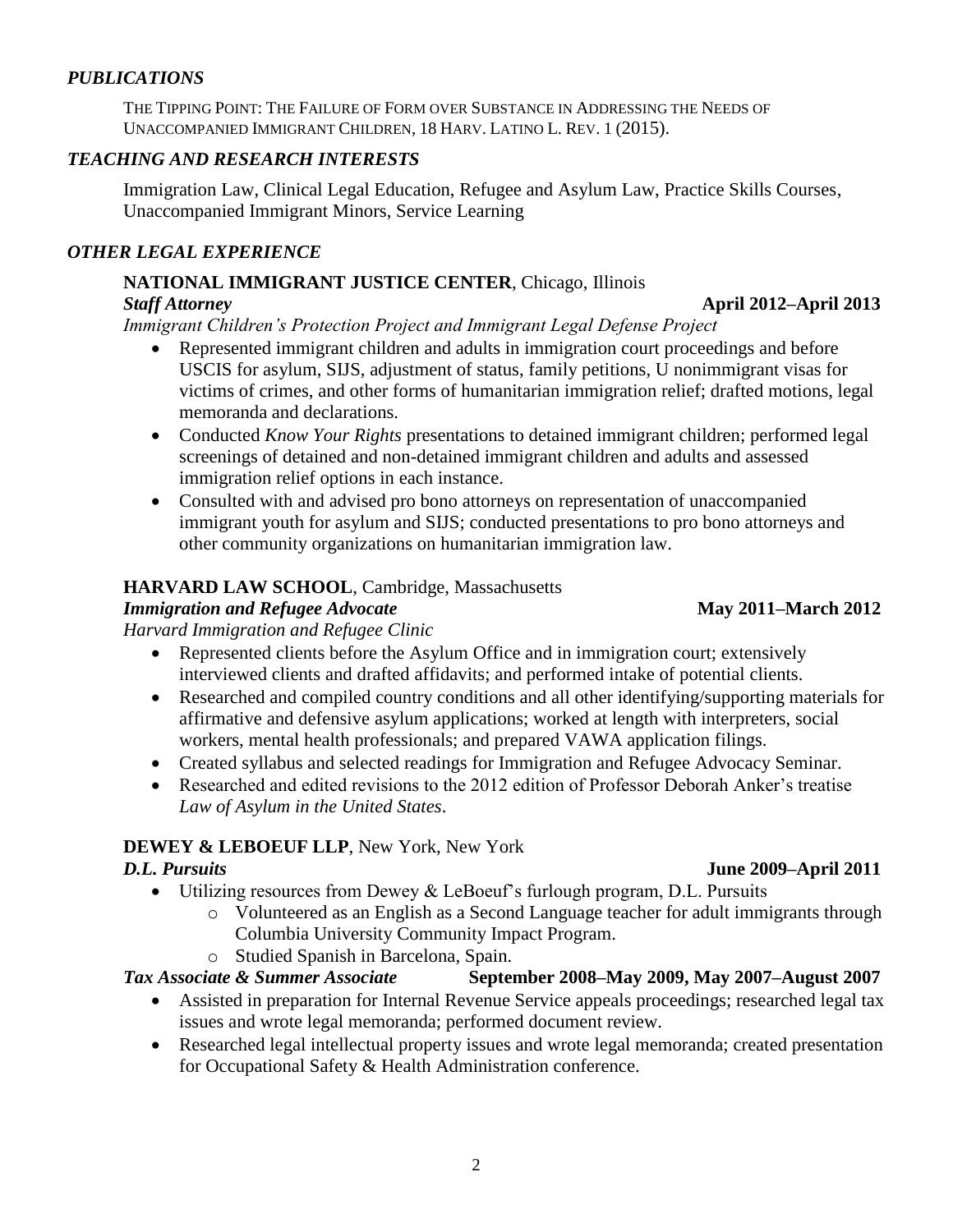## *PUBLICATIONS*

THE TIPPING POINT: THE FAILURE OF FORM OVER SUBSTANCE IN ADDRESSING THE NEEDS OF UNACCOMPANIED IMMIGRANT CHILDREN, 18 HARV. LATINO L. REV. 1 (2015).

## *TEACHING AND RESEARCH INTERESTS*

Immigration Law, Clinical Legal Education, Refugee and Asylum Law, Practice Skills Courses, Unaccompanied Immigrant Minors, Service Learning

## *OTHER LEGAL EXPERIENCE*

**NATIONAL IMMIGRANT JUSTICE CENTER**, Chicago, Illinois

***Staff Attorney*** **April 2012–April 2013**

*Immigrant Children's Protection Project and Immigrant Legal Defense Project*

- Represented immigrant children and adults in immigration court proceedings and before USCIS for asylum, SIJS, adjustment of status, family petitions, U nonimmigrant visas for victims of crimes, and other forms of humanitarian immigration relief; drafted motions, legal memoranda and declarations.
- Conducted *Know Your Rights* presentations to detained immigrant children; performed legal screenings of detained and non-detained immigrant children and adults and assessed immigration relief options in each instance.
- Consulted with and advised pro bono attorneys on representation of unaccompanied immigrant youth for asylum and SIJS; conducted presentations to pro bono attorneys and other community organizations on humanitarian immigration law.

**HARVARD LAW SCHOOL**, Cambridge, Massachusetts

***Immigration and Refugee Advocate*** **May 2011–March 2012**

*Harvard Immigration and Refugee Clinic*

- Represented clients before the Asylum Office and in immigration court; extensively interviewed clients and drafted affidavits; and performed intake of potential clients.
- Researched and compiled country conditions and all other identifying/supporting materials for affirmative and defensive asylum applications; worked at length with interpreters, social workers, mental health professionals; and prepared VAWA application filings.
- Created syllabus and selected readings for Immigration and Refugee Advocacy Seminar.
- Researched and edited revisions to the 2012 edition of Professor Deborah Anker's treatise *Law of Asylum in the United States*.

**DEWEY & LEBOEUF LLP**, New York, New York

***D.L. Pursuits*** **June 2009–April 2011**

- Utilizing resources from Dewey & LeBoeuf's furlough program, D.L. Pursuits
  - Volunteered as an English as a Second Language teacher for adult immigrants through Columbia University Community Impact Program.
  - Studied Spanish in Barcelona, Spain.

***Tax Associate & Summer Associate*** **September 2008–May 2009, May 2007–August 2007**

- Assisted in preparation for Internal Revenue Service appeals proceedings; researched legal tax issues and wrote legal memoranda; performed document review.
- Researched legal intellectual property issues and wrote legal memoranda; created presentation for Occupational Safety & Health Administration conference.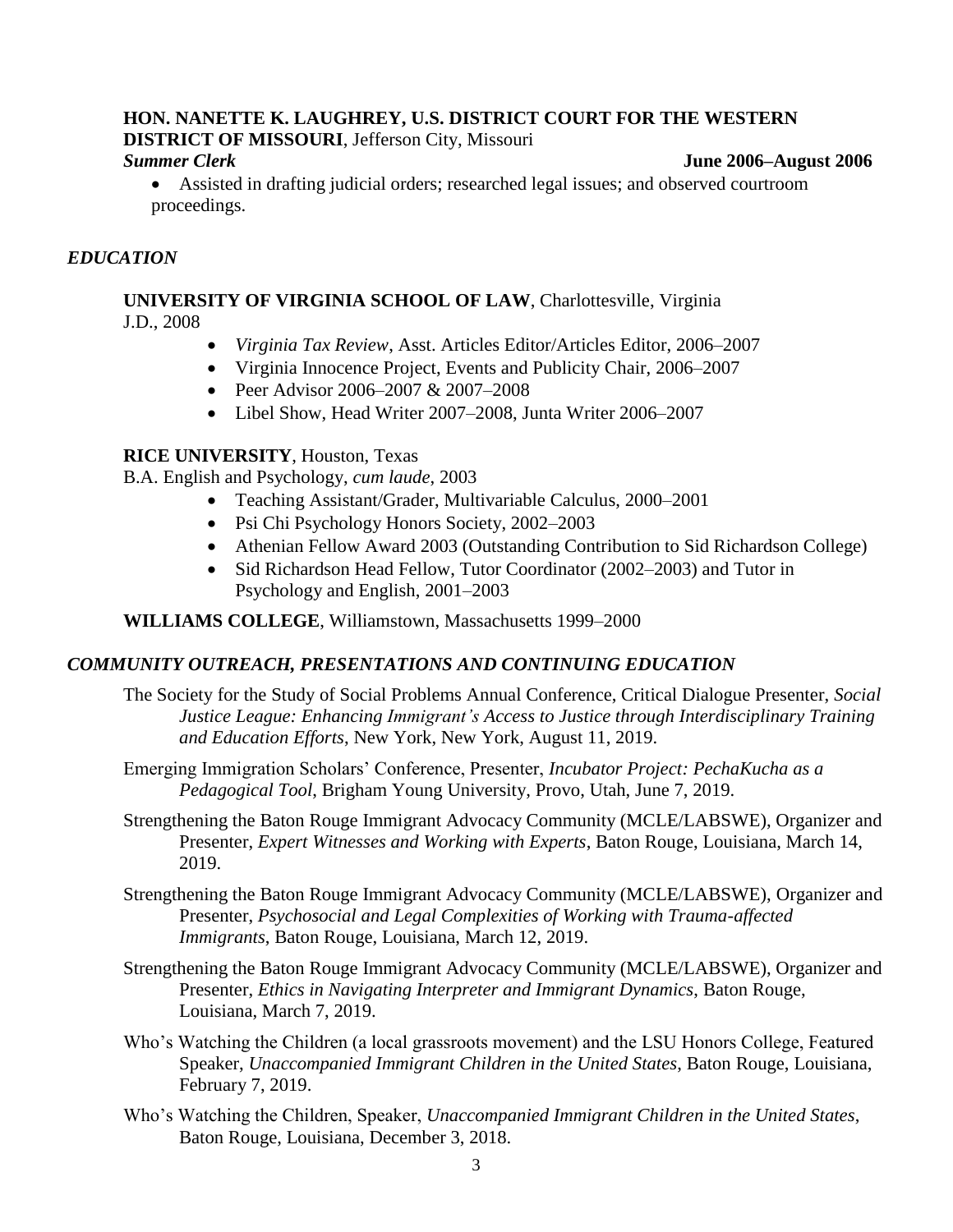**HON. NANETTE K. LAUGHREY, U.S. DISTRICT COURT FOR THE WESTERN DISTRICT OF MISSOURI**, Jefferson City, Missouri

***Summer Clerk*** **June 2006–August 2006**

- Assisted in drafting judicial orders; researched legal issues; and observed courtroom proceedings.

## *EDUCATION*

**UNIVERSITY OF VIRGINIA SCHOOL OF LAW**, Charlottesville, Virginia
J.D., 2008

- *Virginia Tax Review*, Asst. Articles Editor/Articles Editor, 2006–2007
- Virginia Innocence Project, Events and Publicity Chair, 2006–2007
- Peer Advisor 2006–2007 & 2007–2008
- Libel Show, Head Writer 2007–2008, Junta Writer 2006–2007

**RICE UNIVERSITY**, Houston, Texas
B.A. English and Psychology, *cum laude*, 2003

- Teaching Assistant/Grader, Multivariable Calculus, 2000–2001
- Psi Chi Psychology Honors Society, 2002–2003
- Athenian Fellow Award 2003 (Outstanding Contribution to Sid Richardson College)
- Sid Richardson Head Fellow, Tutor Coordinator (2002–2003) and Tutor in Psychology and English, 2001–2003

**WILLIAMS COLLEGE**, Williamstown, Massachusetts 1999–2000

## *COMMUNITY OUTREACH, PRESENTATIONS AND CONTINUING EDUCATION*

The Society for the Study of Social Problems Annual Conference, Critical Dialogue Presenter, *Social Justice League: Enhancing Immigrant's Access to Justice through Interdisciplinary Training and Education Efforts*, New York, New York, August 11, 2019.

Emerging Immigration Scholars' Conference, Presenter, *Incubator Project: PechaKucha as a Pedagogical Tool*, Brigham Young University, Provo, Utah, June 7, 2019.

Strengthening the Baton Rouge Immigrant Advocacy Community (MCLE/LABSWE), Organizer and Presenter, *Expert Witnesses and Working with Experts*, Baton Rouge, Louisiana, March 14, 2019.

Strengthening the Baton Rouge Immigrant Advocacy Community (MCLE/LABSWE), Organizer and Presenter, *Psychosocial and Legal Complexities of Working with Trauma-affected Immigrants*, Baton Rouge, Louisiana, March 12, 2019.

Strengthening the Baton Rouge Immigrant Advocacy Community (MCLE/LABSWE), Organizer and Presenter, *Ethics in Navigating Interpreter and Immigrant Dynamics*, Baton Rouge, Louisiana, March 7, 2019.

Who's Watching the Children (a local grassroots movement) and the LSU Honors College, Featured Speaker, *Unaccompanied Immigrant Children in the United States*, Baton Rouge, Louisiana, February 7, 2019.

Who's Watching the Children, Speaker, *Unaccompanied Immigrant Children in the United States*, Baton Rouge, Louisiana, December 3, 2018.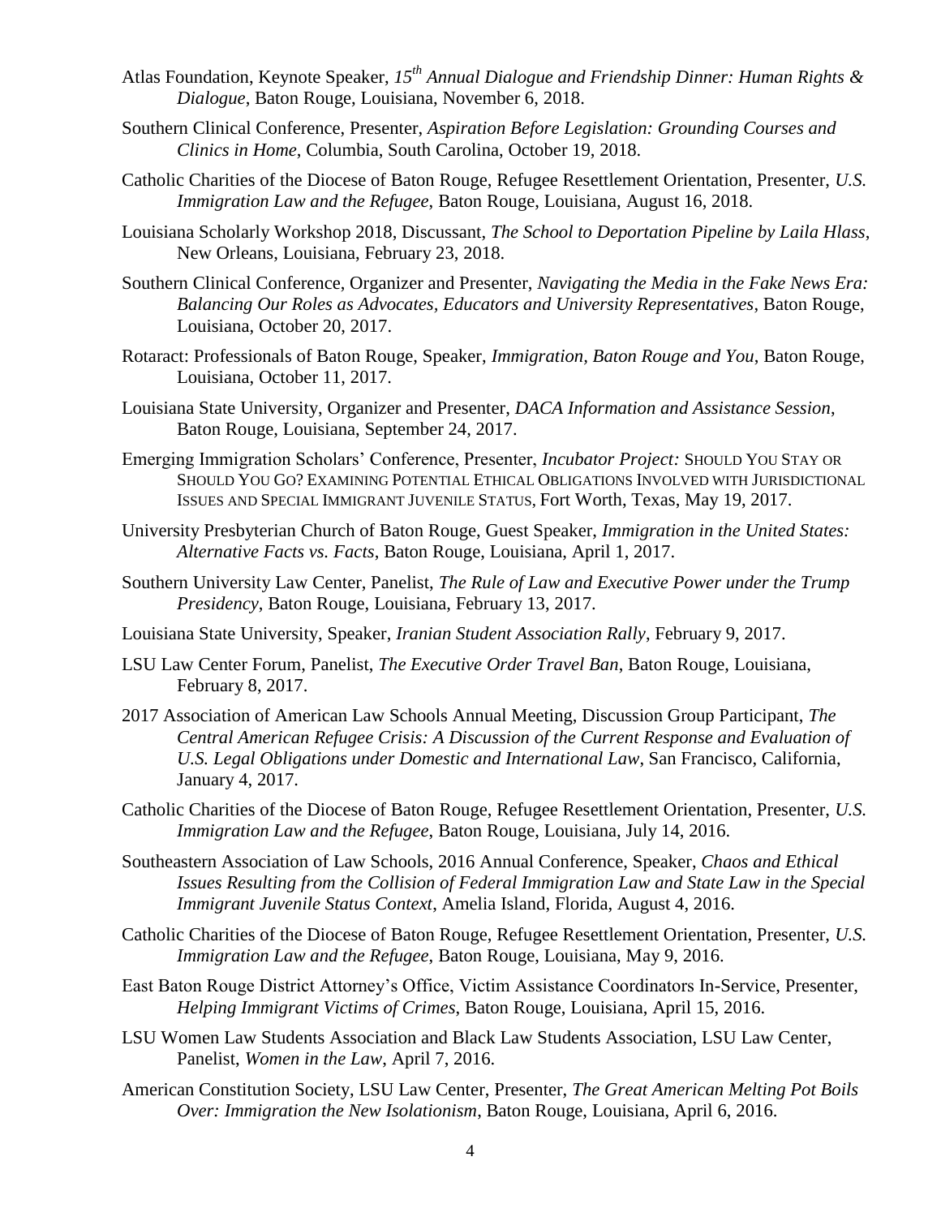Atlas Foundation, Keynote Speaker, *15th Annual Dialogue and Friendship Dinner: Human Rights & Dialogue*, Baton Rouge, Louisiana, November 6, 2018.

Southern Clinical Conference, Presenter, *Aspiration Before Legislation: Grounding Courses and Clinics in Home*, Columbia, South Carolina, October 19, 2018.

Catholic Charities of the Diocese of Baton Rouge, Refugee Resettlement Orientation, Presenter, *U.S. Immigration Law and the Refugee*, Baton Rouge, Louisiana, August 16, 2018.

Louisiana Scholarly Workshop 2018, Discussant, *The School to Deportation Pipeline by Laila Hlass*, New Orleans, Louisiana, February 23, 2018.

Southern Clinical Conference, Organizer and Presenter, *Navigating the Media in the Fake News Era: Balancing Our Roles as Advocates, Educators and University Representatives*, Baton Rouge, Louisiana, October 20, 2017.

Rotaract: Professionals of Baton Rouge, Speaker, *Immigration, Baton Rouge and You*, Baton Rouge, Louisiana, October 11, 2017.

Louisiana State University, Organizer and Presenter, *DACA Information and Assistance Session*, Baton Rouge, Louisiana, September 24, 2017.

Emerging Immigration Scholars' Conference, Presenter, *Incubator Project:* SHOULD YOU STAY OR SHOULD YOU GO? EXAMINING POTENTIAL ETHICAL OBLIGATIONS INVOLVED WITH JURISDICTIONAL ISSUES AND SPECIAL IMMIGRANT JUVENILE STATUS, Fort Worth, Texas, May 19, 2017.

University Presbyterian Church of Baton Rouge, Guest Speaker, *Immigration in the United States: Alternative Facts vs. Facts*, Baton Rouge, Louisiana, April 1, 2017.

Southern University Law Center, Panelist, *The Rule of Law and Executive Power under the Trump Presidency*, Baton Rouge, Louisiana, February 13, 2017.

Louisiana State University, Speaker, *Iranian Student Association Rally*, February 9, 2017.

LSU Law Center Forum, Panelist, *The Executive Order Travel Ban*, Baton Rouge, Louisiana, February 8, 2017.

2017 Association of American Law Schools Annual Meeting, Discussion Group Participant, *The Central American Refugee Crisis: A Discussion of the Current Response and Evaluation of U.S. Legal Obligations under Domestic and International Law*, San Francisco, California, January 4, 2017.

Catholic Charities of the Diocese of Baton Rouge, Refugee Resettlement Orientation, Presenter, *U.S. Immigration Law and the Refugee*, Baton Rouge, Louisiana, July 14, 2016.

Southeastern Association of Law Schools, 2016 Annual Conference, Speaker, *Chaos and Ethical Issues Resulting from the Collision of Federal Immigration Law and State Law in the Special Immigrant Juvenile Status Context*, Amelia Island, Florida, August 4, 2016.

Catholic Charities of the Diocese of Baton Rouge, Refugee Resettlement Orientation, Presenter, *U.S. Immigration Law and the Refugee*, Baton Rouge, Louisiana, May 9, 2016.

East Baton Rouge District Attorney's Office, Victim Assistance Coordinators In-Service, Presenter, *Helping Immigrant Victims of Crimes*, Baton Rouge, Louisiana, April 15, 2016.

LSU Women Law Students Association and Black Law Students Association, LSU Law Center, Panelist, *Women in the Law*, April 7, 2016.

American Constitution Society, LSU Law Center, Presenter, *The Great American Melting Pot Boils Over: Immigration the New Isolationism*, Baton Rouge, Louisiana, April 6, 2016.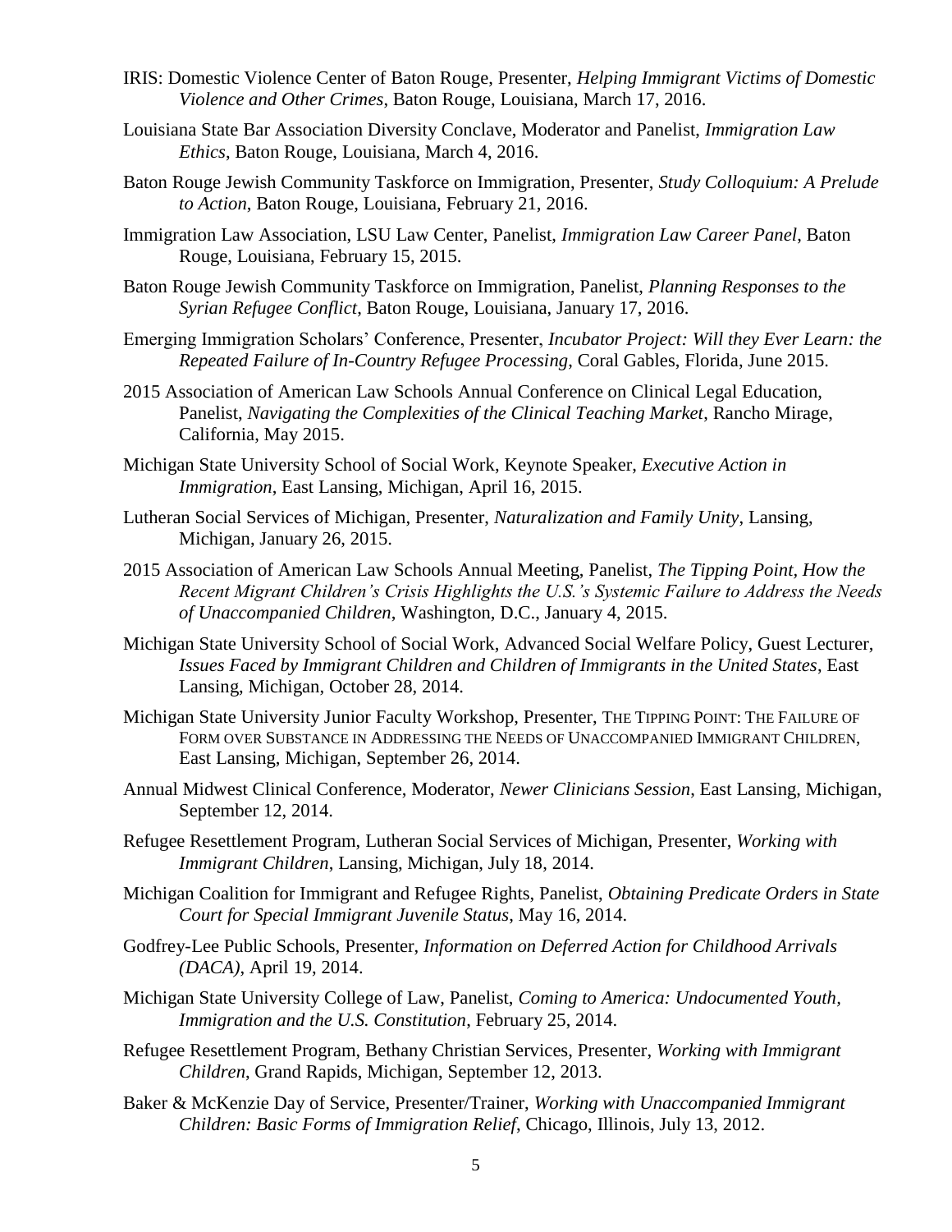IRIS: Domestic Violence Center of Baton Rouge, Presenter, *Helping Immigrant Victims of Domestic Violence and Other Crimes*, Baton Rouge, Louisiana, March 17, 2016.

Louisiana State Bar Association Diversity Conclave, Moderator and Panelist, *Immigration Law Ethics*, Baton Rouge, Louisiana, March 4, 2016.

Baton Rouge Jewish Community Taskforce on Immigration, Presenter, *Study Colloquium: A Prelude to Action*, Baton Rouge, Louisiana, February 21, 2016.

Immigration Law Association, LSU Law Center, Panelist, *Immigration Law Career Panel*, Baton Rouge, Louisiana, February 15, 2015.

Baton Rouge Jewish Community Taskforce on Immigration, Panelist, *Planning Responses to the Syrian Refugee Conflict*, Baton Rouge, Louisiana, January 17, 2016.

Emerging Immigration Scholars' Conference, Presenter, *Incubator Project: Will they Ever Learn: the Repeated Failure of In-Country Refugee Processing*, Coral Gables, Florida, June 2015.

2015 Association of American Law Schools Annual Conference on Clinical Legal Education, Panelist, *Navigating the Complexities of the Clinical Teaching Market*, Rancho Mirage, California, May 2015.

Michigan State University School of Social Work, Keynote Speaker, *Executive Action in Immigration*, East Lansing, Michigan, April 16, 2015.

Lutheran Social Services of Michigan, Presenter, *Naturalization and Family Unity*, Lansing, Michigan, January 26, 2015.

2015 Association of American Law Schools Annual Meeting, Panelist, *The Tipping Point, How the Recent Migrant Children's Crisis Highlights the U.S.'s Systemic Failure to Address the Needs of Unaccompanied Children*, Washington, D.C., January 4, 2015.

Michigan State University School of Social Work, Advanced Social Welfare Policy, Guest Lecturer, *Issues Faced by Immigrant Children and Children of Immigrants in the United States*, East Lansing, Michigan, October 28, 2014.

Michigan State University Junior Faculty Workshop, Presenter, THE TIPPING POINT: THE FAILURE OF FORM OVER SUBSTANCE IN ADDRESSING THE NEEDS OF UNACCOMPANIED IMMIGRANT CHILDREN, East Lansing, Michigan, September 26, 2014.

Annual Midwest Clinical Conference, Moderator, *Newer Clinicians Session*, East Lansing, Michigan, September 12, 2014.

Refugee Resettlement Program, Lutheran Social Services of Michigan, Presenter, *Working with Immigrant Children*, Lansing, Michigan, July 18, 2014.

Michigan Coalition for Immigrant and Refugee Rights, Panelist, *Obtaining Predicate Orders in State Court for Special Immigrant Juvenile Status*, May 16, 2014.

Godfrey-Lee Public Schools, Presenter, *Information on Deferred Action for Childhood Arrivals (DACA)*, April 19, 2014.

Michigan State University College of Law, Panelist, *Coming to America: Undocumented Youth, Immigration and the U.S. Constitution*, February 25, 2014.

Refugee Resettlement Program, Bethany Christian Services, Presenter, *Working with Immigrant Children*, Grand Rapids, Michigan, September 12, 2013.

Baker & McKenzie Day of Service, Presenter/Trainer, *Working with Unaccompanied Immigrant Children: Basic Forms of Immigration Relief*, Chicago, Illinois, July 13, 2012.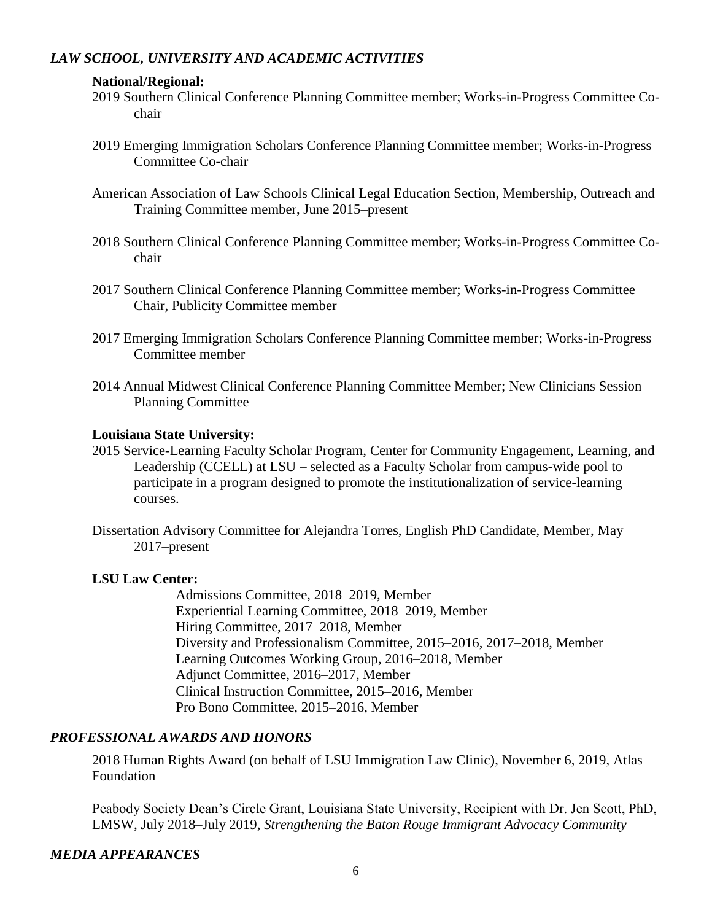### *LAW SCHOOL, UNIVERSITY AND ACADEMIC ACTIVITIES*

**National/Regional:**

2019 Southern Clinical Conference Planning Committee member; Works-in-Progress Committee Co-chair

2019 Emerging Immigration Scholars Conference Planning Committee member; Works-in-Progress Committee Co-chair

American Association of Law Schools Clinical Legal Education Section, Membership, Outreach and Training Committee member, June 2015–present

2018 Southern Clinical Conference Planning Committee member; Works-in-Progress Committee Co-chair

2017 Southern Clinical Conference Planning Committee member; Works-in-Progress Committee Chair, Publicity Committee member

2017 Emerging Immigration Scholars Conference Planning Committee member; Works-in-Progress Committee member

2014 Annual Midwest Clinical Conference Planning Committee Member; New Clinicians Session Planning Committee

**Louisiana State University:**

2015 Service-Learning Faculty Scholar Program, Center for Community Engagement, Learning, and Leadership (CCELL) at LSU – selected as a Faculty Scholar from campus-wide pool to participate in a program designed to promote the institutionalization of service-learning courses.

Dissertation Advisory Committee for Alejandra Torres, English PhD Candidate, Member, May 2017–present

**LSU Law Center:**

Admissions Committee, 2018–2019, Member
Experiential Learning Committee, 2018–2019, Member
Hiring Committee, 2017–2018, Member
Diversity and Professionalism Committee, 2015–2016, 2017–2018, Member
Learning Outcomes Working Group, 2016–2018, Member
Adjunct Committee, 2016–2017, Member
Clinical Instruction Committee, 2015–2016, Member
Pro Bono Committee, 2015–2016, Member

### *PROFESSIONAL AWARDS AND HONORS*

2018 Human Rights Award (on behalf of LSU Immigration Law Clinic), November 6, 2019, Atlas Foundation

Peabody Society Dean's Circle Grant, Louisiana State University, Recipient with Dr. Jen Scott, PhD, LMSW, July 2018–July 2019, *Strengthening the Baton Rouge Immigrant Advocacy Community*

### *MEDIA APPEARANCES*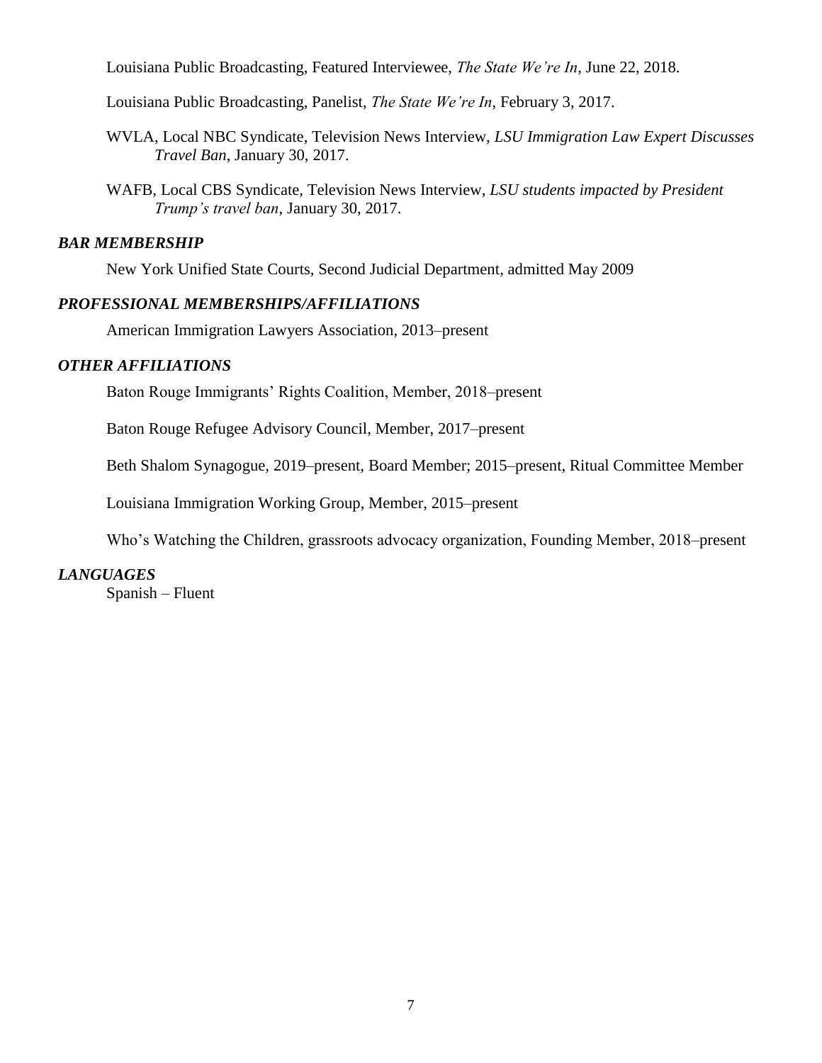Louisiana Public Broadcasting, Featured Interviewee, *The State We're In*, June 22, 2018.

Louisiana Public Broadcasting, Panelist, *The State We're In*, February 3, 2017.

WVLA, Local NBC Syndicate, Television News Interview, *LSU Immigration Law Expert Discusses Travel Ban*, January 30, 2017.

WAFB, Local CBS Syndicate, Television News Interview, *LSU students impacted by President Trump's travel ban*, January 30, 2017.

### *BAR MEMBERSHIP*

New York Unified State Courts, Second Judicial Department, admitted May 2009

### *PROFESSIONAL MEMBERSHIPS/AFFILIATIONS*

American Immigration Lawyers Association, 2013–present

### *OTHER AFFILIATIONS*

Baton Rouge Immigrants' Rights Coalition, Member, 2018–present

Baton Rouge Refugee Advisory Council, Member, 2017–present

Beth Shalom Synagogue, 2019–present, Board Member; 2015–present, Ritual Committee Member

Louisiana Immigration Working Group, Member, 2015–present

Who's Watching the Children, grassroots advocacy organization, Founding Member, 2018–present

### *LANGUAGES*

Spanish – Fluent